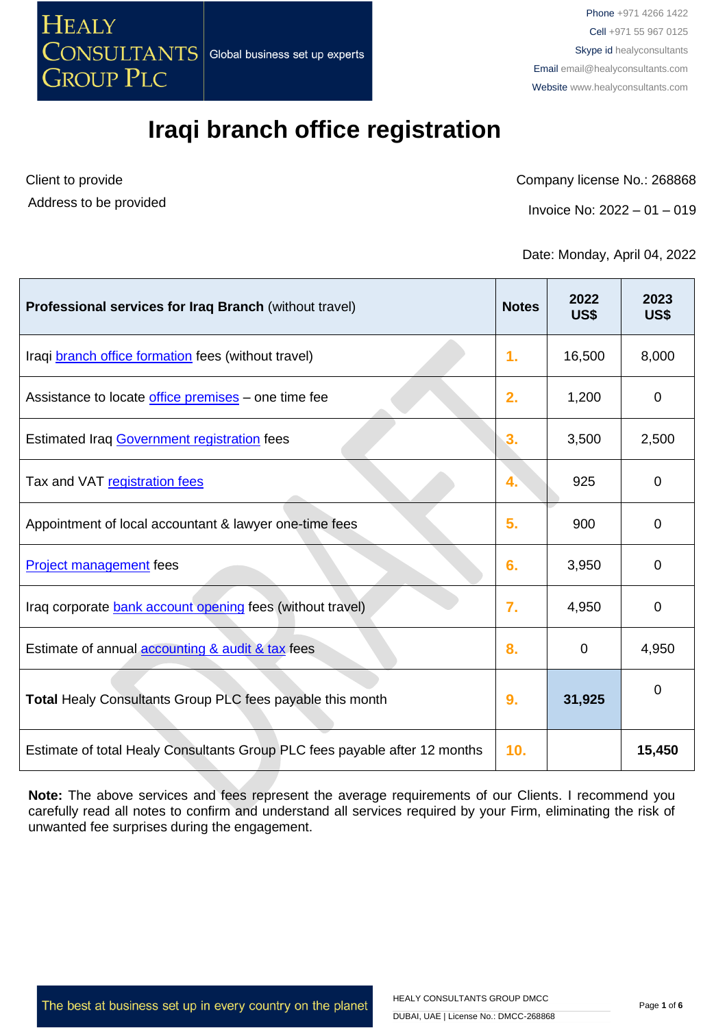# Iraqi branch office registration

Client to provide
Address to be provided

Company license No.: 268868

Invoice No: 2022 – 01 – 019

Date: Monday, April 04, 2022

| **Professional services for Iraq Branch** (without travel) | **Notes** | **2022 US$** | **2023 US$** |
|---|---|---|---|
| Iraqi branch office formation fees (without travel) | 1. | 16,500 | 8,000 |
| Assistance to locate office premises – one time fee | 2. | 1,200 | 0 |
| Estimated Iraq Government registration fees | 3. | 3,500 | 2,500 |
| Tax and VAT registration fees | 4. | 925 | 0 |
| Appointment of local accountant & lawyer one-time fees | 5. | 900 | 0 |
| Project management fees | 6. | 3,950 | 0 |
| Iraq corporate bank account opening fees (without travel) | 7. | 4,950 | 0 |
| Estimate of annual accounting & audit & tax fees | 8. | 0 | 4,950 |
| **Total** Healy Consultants Group PLC fees payable this month | 9. | **31,925** | 0 |
| Estimate of total Healy Consultants Group PLC fees payable after 12 months | 10. | | **15,450** |

**Note:** The above services and fees represent the average requirements of our Clients. I recommend you carefully read all notes to confirm and understand all services required by your Firm, eliminating the risk of unwanted fee surprises during the engagement.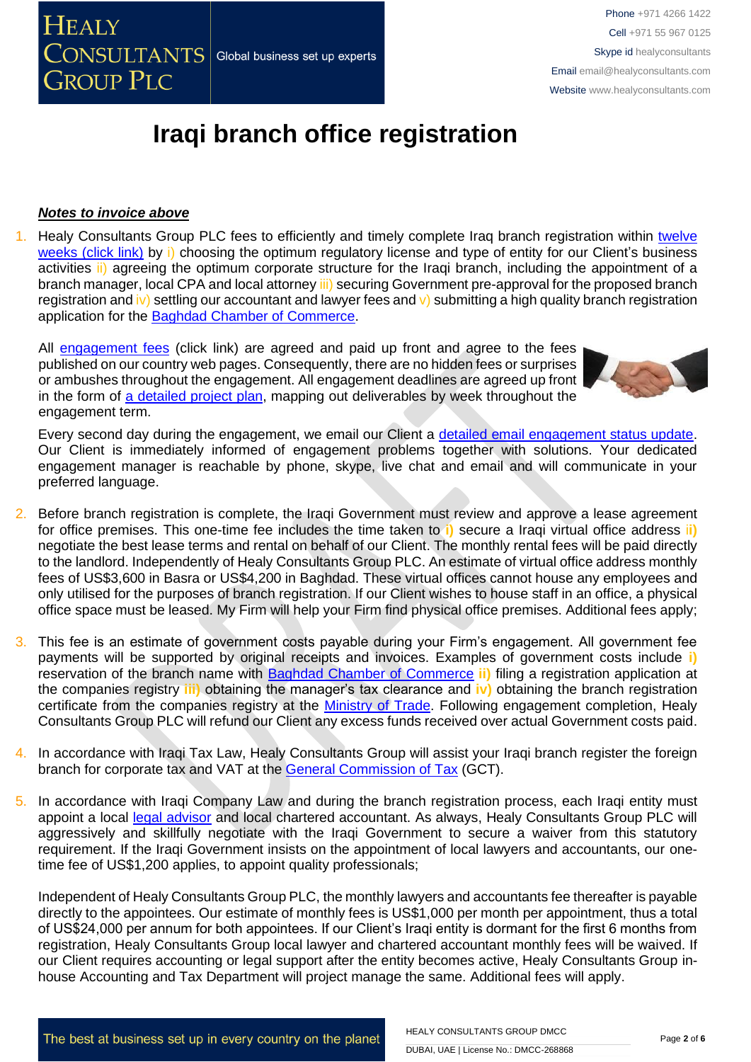# Iraqi branch office registration

***Notes to invoice above***

1. Healy Consultants Group PLC fees to efficiently and timely complete Iraq branch registration within twelve weeks (click link) by i) choosing the optimum regulatory license and type of entity for our Client's business activities ii) agreeing the optimum corporate structure for the Iraqi branch, including the appointment of a branch manager, local CPA and local attorney iii) securing Government pre-approval for the proposed branch registration and iv) settling our accountant and lawyer fees and v) submitting a high quality branch registration application for the Baghdad Chamber of Commerce.

   All engagement fees (click link) are agreed and paid up front and agree to the fees published on our country web pages. Consequently, there are no hidden fees or surprises or ambushes throughout the engagement. All engagement deadlines are agreed up front in the form of a detailed project plan, mapping out deliverables by week throughout the engagement term.

   Every second day during the engagement, we email our Client a detailed email engagement status update. Our Client is immediately informed of engagement problems together with solutions. Your dedicated engagement manager is reachable by phone, skype, live chat and email and will communicate in your preferred language.

2. Before branch registration is complete, the Iraqi Government must review and approve a lease agreement for office premises. This one-time fee includes the time taken to i) secure a Iraqi virtual office address ii) negotiate the best lease terms and rental on behalf of our Client. The monthly rental fees will be paid directly to the landlord. Independently of Healy Consultants Group PLC. An estimate of virtual office address monthly fees of US$3,600 in Basra or US$4,200 in Baghdad. These virtual offices cannot house any employees and only utilised for the purposes of branch registration. If our Client wishes to house staff in an office, a physical office space must be leased. My Firm will help your Firm find physical office premises. Additional fees apply;

3. This fee is an estimate of government costs payable during your Firm's engagement. All government fee payments will be supported by original receipts and invoices. Examples of government costs include i) reservation of the branch name with Baghdad Chamber of Commerce ii) filing a registration application at the companies registry iii) obtaining the manager's tax clearance and iv) obtaining the branch registration certificate from the companies registry at the Ministry of Trade. Following engagement completion, Healy Consultants Group PLC will refund our Client any excess funds received over actual Government costs paid.

4. In accordance with Iraqi Tax Law, Healy Consultants Group will assist your Iraqi branch register the foreign branch for corporate tax and VAT at the General Commission of Tax (GCT).

5. In accordance with Iraqi Company Law and during the branch registration process, each Iraqi entity must appoint a local legal advisor and local chartered accountant. As always, Healy Consultants Group PLC will aggressively and skillfully negotiate with the Iraqi Government to secure a waiver from this statutory requirement. If the Iraqi Government insists on the appointment of local lawyers and accountants, our one-time fee of US$1,200 applies, to appoint quality professionals;

   Independent of Healy Consultants Group PLC, the monthly lawyers and accountants fee thereafter is payable directly to the appointees. Our estimate of monthly fees is US$1,000 per month per appointment, thus a total of US$24,000 per annum for both appointees. If our Client's Iraqi entity is dormant for the first 6 months from registration, Healy Consultants Group local lawyer and chartered accountant monthly fees will be waived. If our Client requires accounting or legal support after the entity becomes active, Healy Consultants Group in-house Accounting and Tax Department will project manage the same. Additional fees will apply.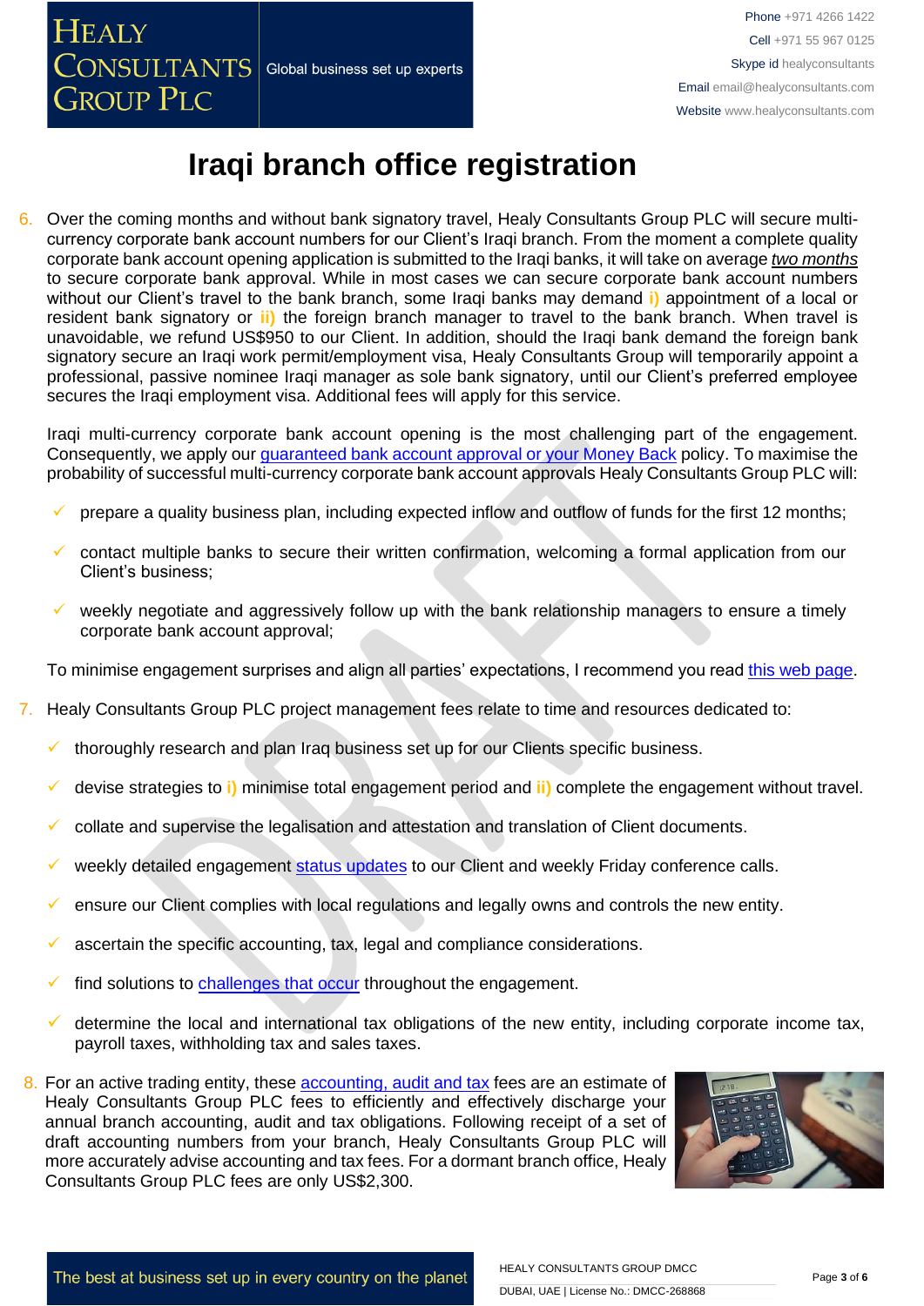# Iraqi branch office registration

6. Over the coming months and without bank signatory travel, Healy Consultants Group PLC will secure multi-currency corporate bank account numbers for our Client's Iraqi branch. From the moment a complete quality corporate bank account opening application is submitted to the Iraqi banks, it will take on average *two months* to secure corporate bank approval. While in most cases we can secure corporate bank account numbers without our Client's travel to the bank branch, some Iraqi banks may demand **i)** appointment of a local or resident bank signatory or **ii)** the foreign branch manager to travel to the bank branch. When travel is unavoidable, we refund US$950 to our Client. In addition, should the Iraqi bank demand the foreign bank signatory secure an Iraqi work permit/employment visa, Healy Consultants Group will temporarily appoint a professional, passive nominee Iraqi manager as sole bank signatory, until our Client's preferred employee secures the Iraqi employment visa. Additional fees will apply for this service.

   Iraqi multi-currency corporate bank account opening is the most challenging part of the engagement. Consequently, we apply our guaranteed bank account approval or your Money Back policy. To maximise the probability of successful multi-currency corporate bank account approvals Healy Consultants Group PLC will:

   - ✓ prepare a quality business plan, including expected inflow and outflow of funds for the first 12 months;
   - ✓ contact multiple banks to secure their written confirmation, welcoming a formal application from our Client's business;
   - ✓ weekly negotiate and aggressively follow up with the bank relationship managers to ensure a timely corporate bank account approval;

   To minimise engagement surprises and align all parties' expectations, I recommend you read this web page.

7. Healy Consultants Group PLC project management fees relate to time and resources dedicated to:

   - ✓ thoroughly research and plan Iraq business set up for our Clients specific business.
   - ✓ devise strategies to **i)** minimise total engagement period and **ii)** complete the engagement without travel.
   - ✓ collate and supervise the legalisation and attestation and translation of Client documents.
   - ✓ weekly detailed engagement status updates to our Client and weekly Friday conference calls.
   - ✓ ensure our Client complies with local regulations and legally owns and controls the new entity.
   - ✓ ascertain the specific accounting, tax, legal and compliance considerations.
   - ✓ find solutions to challenges that occur throughout the engagement.
   - ✓ determine the local and international tax obligations of the new entity, including corporate income tax, payroll taxes, withholding tax and sales taxes.

8. For an active trading entity, these accounting, audit and tax fees are an estimate of Healy Consultants Group PLC fees to efficiently and effectively discharge your annual branch accounting, audit and tax obligations. Following receipt of a set of draft accounting numbers from your branch, Healy Consultants Group PLC will more accurately advise accounting and tax fees. For a dormant branch office, Healy Consultants Group PLC fees are only US$2,300.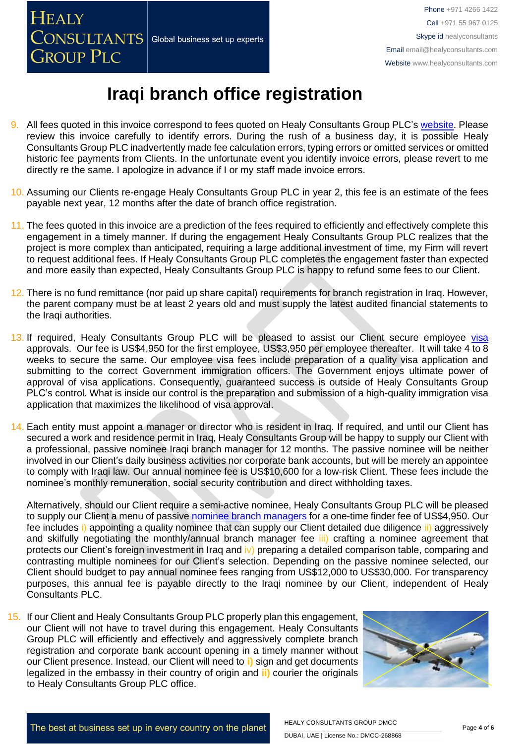# Iraqi branch office registration

9. All fees quoted in this invoice correspond to fees quoted on Healy Consultants Group PLC's website. Please review this invoice carefully to identify errors. During the rush of a business day, it is possible Healy Consultants Group PLC inadvertently made fee calculation errors, typing errors or omitted services or omitted historic fee payments from Clients. In the unfortunate event you identify invoice errors, please revert to me directly re the same. I apologize in advance if I or my staff made invoice errors.

10. Assuming our Clients re-engage Healy Consultants Group PLC in year 2, this fee is an estimate of the fees payable next year, 12 months after the date of branch office registration.

11. The fees quoted in this invoice are a prediction of the fees required to efficiently and effectively complete this engagement in a timely manner. If during the engagement Healy Consultants Group PLC realizes that the project is more complex than anticipated, requiring a large additional investment of time, my Firm will revert to request additional fees. If Healy Consultants Group PLC completes the engagement faster than expected and more easily than expected, Healy Consultants Group PLC is happy to refund some fees to our Client.

12. There is no fund remittance (nor paid up share capital) requirements for branch registration in Iraq. However, the parent company must be at least 2 years old and must supply the latest audited financial statements to the Iraqi authorities.

13. If required, Healy Consultants Group PLC will be pleased to assist our Client secure employee visa approvals. Our fee is US$4,950 for the first employee, US$3,950 per employee thereafter. It will take 4 to 8 weeks to secure the same. Our employee visa fees include preparation of a quality visa application and submitting to the correct Government immigration officers. The Government enjoys ultimate power of approval of visa applications. Consequently, guaranteed success is outside of Healy Consultants Group PLC's control. What is inside our control is the preparation and submission of a high-quality immigration visa application that maximizes the likelihood of visa approval.

14. Each entity must appoint a manager or director who is resident in Iraq. If required, and until our Client has secured a work and residence permit in Iraq, Healy Consultants Group will be happy to supply our Client with a professional, passive nominee Iraqi branch manager for 12 months. The passive nominee will be neither involved in our Client's daily business activities nor corporate bank accounts, but will be merely an appointee to comply with Iraqi law. Our annual nominee fee is US$10,600 for a low-risk Client. These fees include the nominee's monthly remuneration, social security contribution and direct withholding taxes.

    Alternatively, should our Client require a semi-active nominee, Healy Consultants Group PLC will be pleased to supply our Client a menu of passive nominee branch managers for a one-time finder fee of US$4,950. Our fee includes i) appointing a quality nominee that can supply our Client detailed due diligence ii) aggressively and skilfully negotiating the monthly/annual branch manager fee iii) crafting a nominee agreement that protects our Client's foreign investment in Iraq and iv) preparing a detailed comparison table, comparing and contrasting multiple nominees for our Client's selection. Depending on the passive nominee selected, our Client should budget to pay annual nominee fees ranging from US$12,000 to US$30,000. For transparency purposes, this annual fee is payable directly to the Iraqi nominee by our Client, independent of Healy Consultants PLC.

15. If our Client and Healy Consultants Group PLC properly plan this engagement, our Client will not have to travel during this engagement. Healy Consultants Group PLC will efficiently and effectively and aggressively complete branch registration and corporate bank account opening in a timely manner without our Client presence. Instead, our Client will need to **i)** sign and get documents legalized in the embassy in their country of origin and **ii)** courier the originals to Healy Consultants Group PLC office.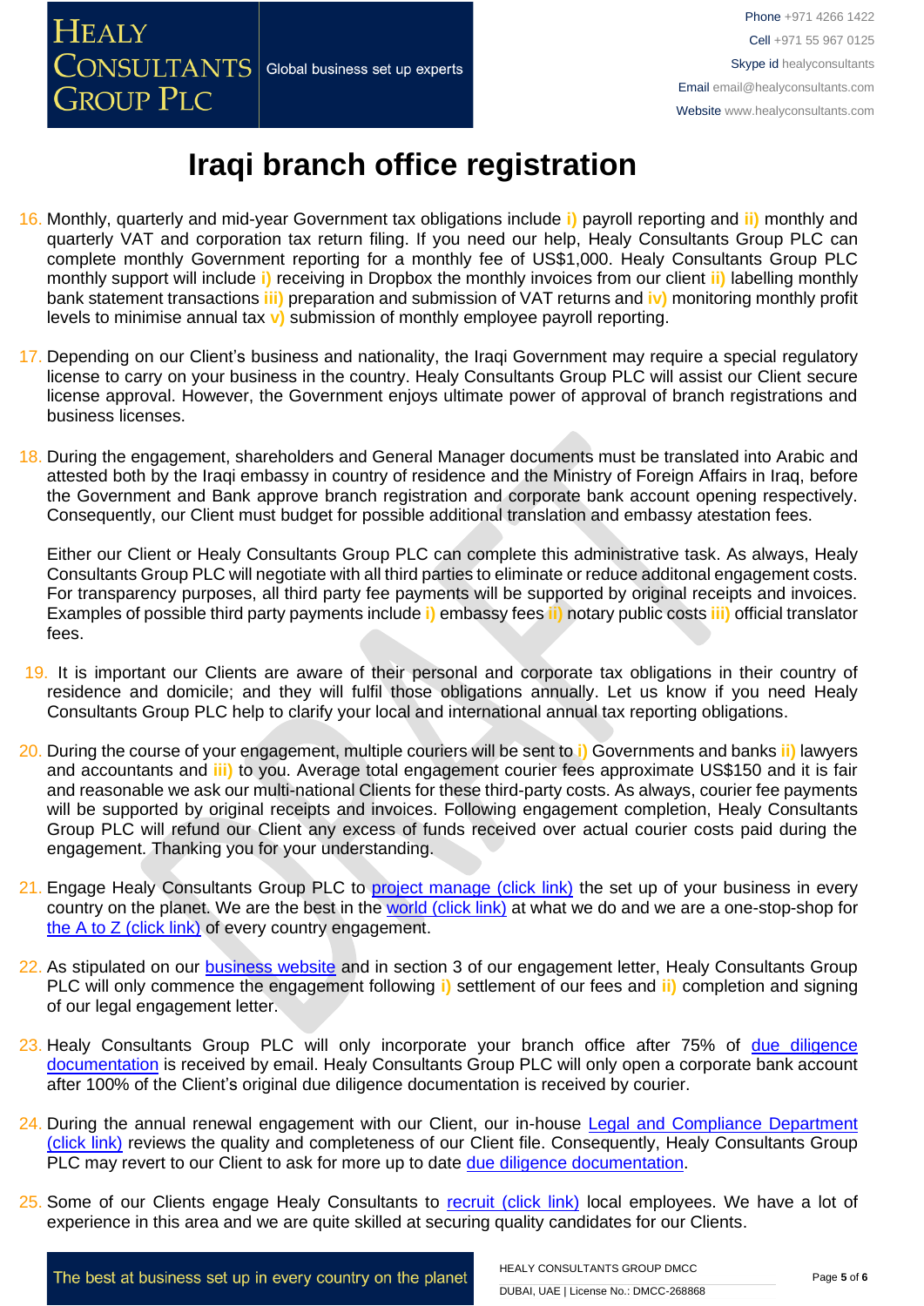# Iraqi branch office registration

16. Monthly, quarterly and mid-year Government tax obligations include i) payroll reporting and ii) monthly and quarterly VAT and corporation tax return filing. If you need our help, Healy Consultants Group PLC can complete monthly Government reporting for a monthly fee of US$1,000. Healy Consultants Group PLC monthly support will include i) receiving in Dropbox the monthly invoices from our client ii) labelling monthly bank statement transactions iii) preparation and submission of VAT returns and iv) monitoring monthly profit levels to minimise annual tax v) submission of monthly employee payroll reporting.

17. Depending on our Client's business and nationality, the Iraqi Government may require a special regulatory license to carry on your business in the country. Healy Consultants Group PLC will assist our Client secure license approval. However, the Government enjoys ultimate power of approval of branch registrations and business licenses.

18. During the engagement, shareholders and General Manager documents must be translated into Arabic and attested both by the Iraqi embassy in country of residence and the Ministry of Foreign Affairs in Iraq, before the Government and Bank approve branch registration and corporate bank account opening respectively. Consequently, our Client must budget for possible additional translation and embassy atestation fees.

    Either our Client or Healy Consultants Group PLC can complete this administrative task. As always, Healy Consultants Group PLC will negotiate with all third parties to eliminate or reduce additonal engagement costs. For transparency purposes, all third party fee payments will be supported by original receipts and invoices. Examples of possible third party payments include i) embassy fees ii) notary public costs iii) official translator fees.

19. It is important our Clients are aware of their personal and corporate tax obligations in their country of residence and domicile; and they will fulfil those obligations annually. Let us know if you need Healy Consultants Group PLC help to clarify your local and international annual tax reporting obligations.

20. During the course of your engagement, multiple couriers will be sent to i) Governments and banks ii) lawyers and accountants and iii) to you. Average total engagement courier fees approximate US$150 and it is fair and reasonable we ask our multi-national Clients for these third-party costs. As always, courier fee payments will be supported by original receipts and invoices. Following engagement completion, Healy Consultants Group PLC will refund our Client any excess of funds received over actual courier costs paid during the engagement. Thanking you for your understanding.

21. Engage Healy Consultants Group PLC to project manage (click link) the set up of your business in every country on the planet. We are the best in the world (click link) at what we do and we are a one-stop-shop for the A to Z (click link) of every country engagement.

22. As stipulated on our business website and in section 3 of our engagement letter, Healy Consultants Group PLC will only commence the engagement following i) settlement of our fees and ii) completion and signing of our legal engagement letter.

23. Healy Consultants Group PLC will only incorporate your branch office after 75% of due diligence documentation is received by email. Healy Consultants Group PLC will only open a corporate bank account after 100% of the Client's original due diligence documentation is received by courier.

24. During the annual renewal engagement with our Client, our in-house Legal and Compliance Department (click link) reviews the quality and completeness of our Client file. Consequently, Healy Consultants Group PLC may revert to our Client to ask for more up to date due diligence documentation.

25. Some of our Clients engage Healy Consultants to recruit (click link) local employees. We have a lot of experience in this area and we are quite skilled at securing quality candidates for our Clients.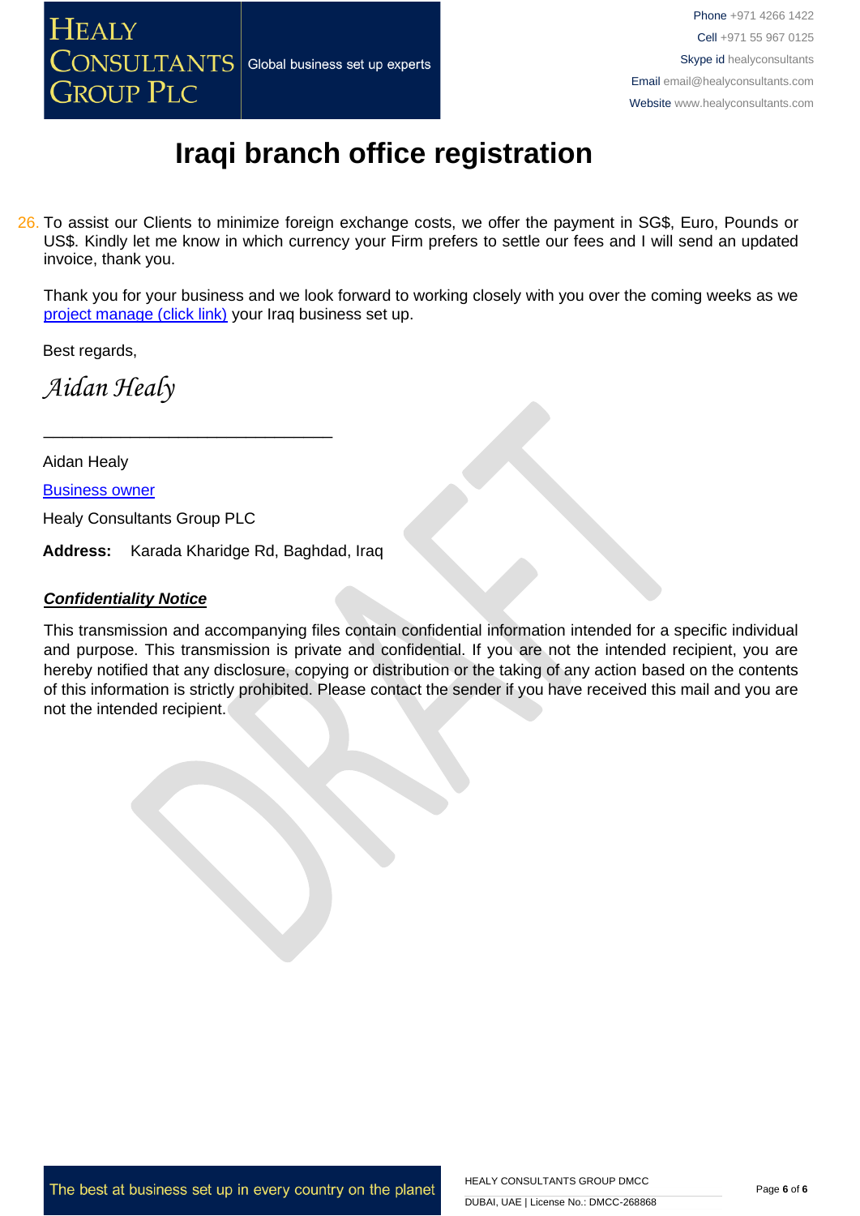# Iraqi branch office registration

26. To assist our Clients to minimize foreign exchange costs, we offer the payment in SG$, Euro, Pounds or US$. Kindly let me know in which currency your Firm prefers to settle our fees and I will send an updated invoice, thank you.

Thank you for your business and we look forward to working closely with you over the coming weeks as we project manage (click link) your Iraq business set up.

Best regards,

*Aidan Healy*

\_\_\_\_\_\_\_\_\_\_\_\_\_\_\_\_\_\_\_\_\_\_\_\_\_\_\_\_\_\_\_\_

Aidan Healy

Business owner

Healy Consultants Group PLC

**Address:** Karada Kharidge Rd, Baghdad, Iraq

***Confidentiality Notice***

This transmission and accompanying files contain confidential information intended for a specific individual and purpose. This transmission is private and confidential. If you are not the intended recipient, you are hereby notified that any disclosure, copying or distribution or the taking of any action based on the contents of this information is strictly prohibited. Please contact the sender if you have received this mail and you are not the intended recipient.